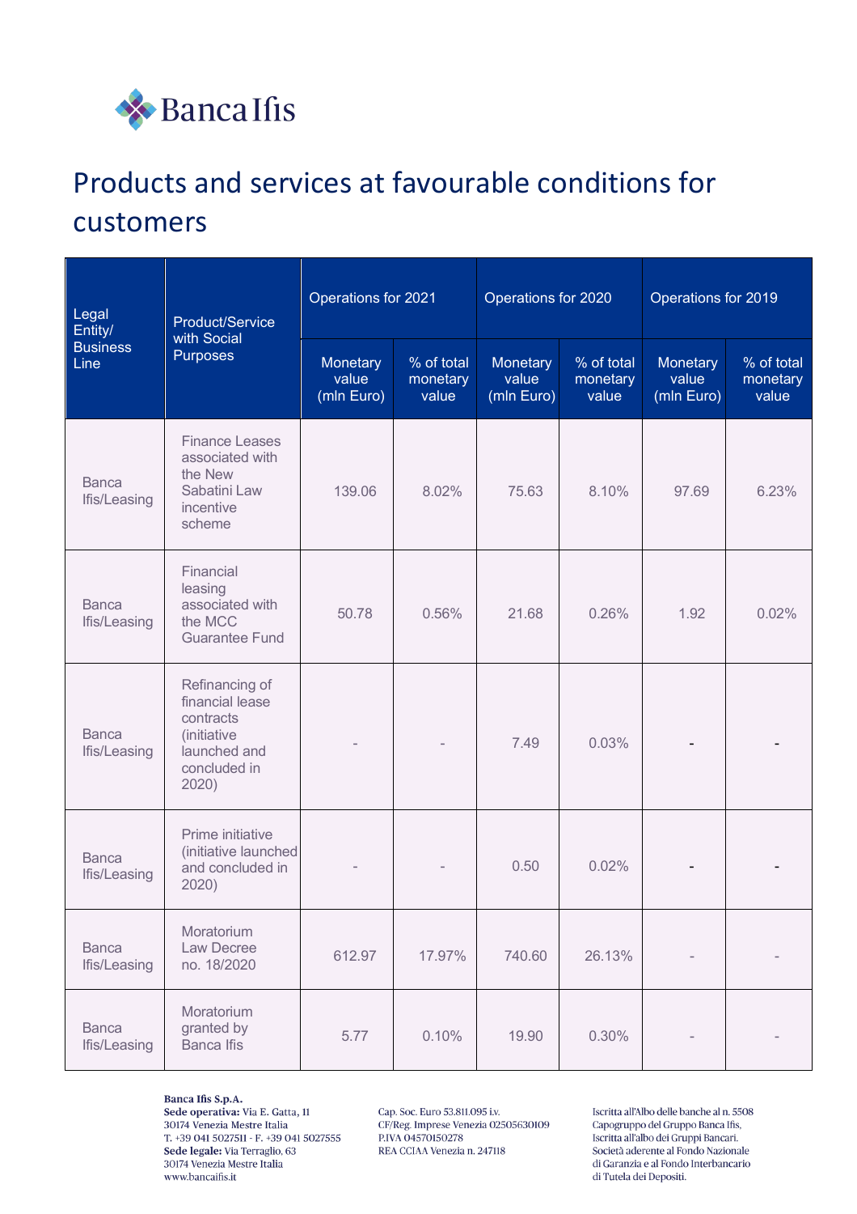# Products and services at favourable conditions for customers

| Legal Entity/ Business Line | Product/Service with Social Purposes | Operations for 2021 | | Operations for 2020 | | Operations for 2019 | |
|---|---|---|---|---|---|---|---|
| | | Monetary value (mln Euro) | % of total monetary value | Monetary value (mln Euro) | % of total monetary value | Monetary value (mln Euro) | % of total monetary value |
| Banca Ifis/Leasing | Finance Leases associated with the New Sabatini Law incentive scheme | 139.06 | 8.02% | 75.63 | 8.10% | 97.69 | 6.23% |
| Banca Ifis/Leasing | Financial leasing associated with the MCC Guarantee Fund | 50.78 | 0.56% | 21.68 | 0.26% | 1.92 | 0.02% |
| Banca Ifis/Leasing | Refinancing of financial lease contracts (initiative launched and concluded in 2020) | - | - | 7.49 | 0.03% | - | - |
| Banca Ifis/Leasing | Prime initiative (initiative launched and concluded in 2020) | - | - | 0.50 | 0.02% | - | - |
| Banca Ifis/Leasing | Moratorium Law Decree no. 18/2020 | 612.97 | 17.97% | 740.60 | 26.13% | - | - |
| Banca Ifis/Leasing | Moratorium granted by Banca Ifis | 5.77 | 0.10% | 19.90 | 0.30% | - | - |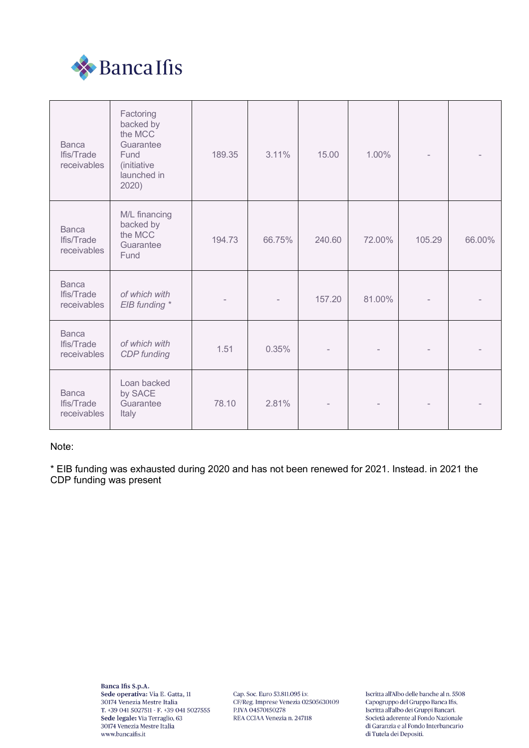| | | | | | | | |
|---|---|---|---|---|---|---|---|
| Banca Ifis/Trade receivables | Factoring backed by the MCC Guarantee Fund (initiative launched in 2020) | 189.35 | 3.11% | 15.00 | 1.00% | - | - |
| Banca Ifis/Trade receivables | M/L financing backed by the MCC Guarantee Fund | 194.73 | 66.75% | 240.60 | 72.00% | 105.29 | 66.00% |
| Banca Ifis/Trade receivables | *of which with EIB funding \** | - | - | 157.20 | 81.00% | - | - |
| Banca Ifis/Trade receivables | *of which with CDP funding* | 1.51 | 0.35% | - | - | - | - |
| Banca Ifis/Trade receivables | Loan backed by SACE Guarantee Italy | 78.10 | 2.81% | - | - | - | - |

Note:

* EIB funding was exhausted during 2020 and has not been renewed for 2021. Instead. in 2021 the CDP funding was present